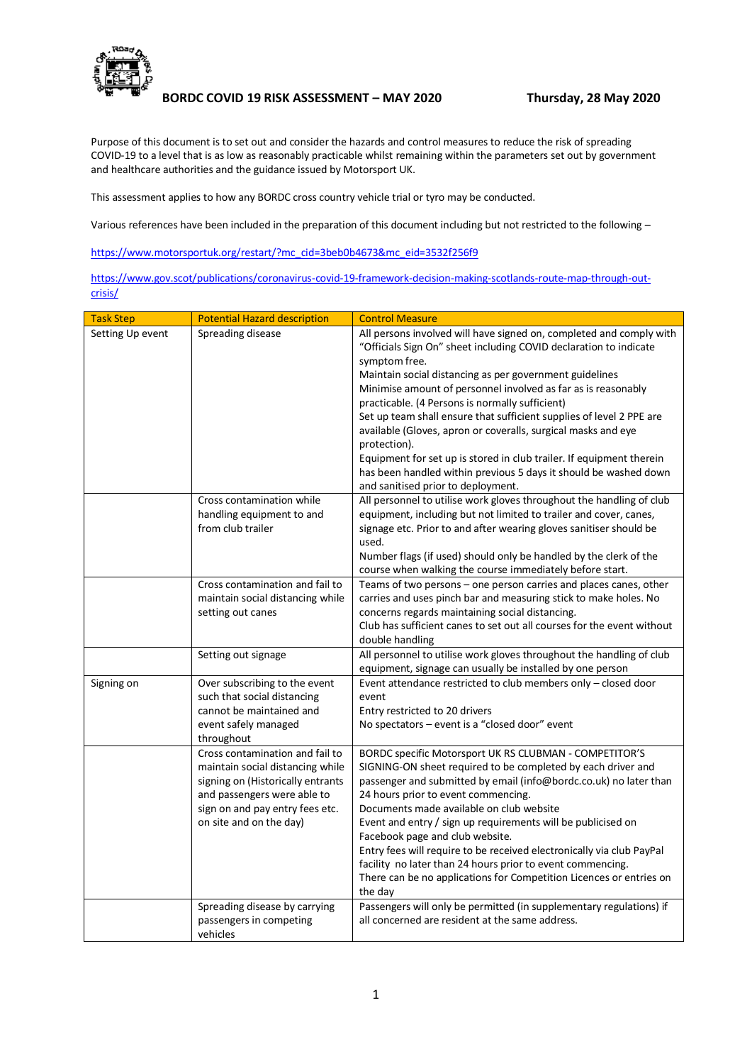# BORDC COVID 19 RISK ASSESSMENT – MAY 2020

**Thursday, 28 May 2020**

Purpose of this document is to set out and consider the hazards and control measures to reduce the risk of spreading COVID-19 to a level that is as low as reasonably practicable whilst remaining within the parameters set out by government and healthcare authorities and the guidance issued by Motorsport UK.

This assessment applies to how any BORDC cross country vehicle trial or tyro may be conducted.

Various references have been included in the preparation of this document including but not restricted to the following –

https://www.motorsportuk.org/restart/?mc_cid=3beb0b4673&mc_eid=3532f256f9

https://www.gov.scot/publications/coronavirus-covid-19-framework-decision-making-scotlands-route-map-through-out-crisis/

| Task Step | Potential Hazard description | Control Measure |
|---|---|---|
| Setting Up event | Spreading disease | All persons involved will have signed on, completed and comply with "Officials Sign On" sheet including COVID declaration to indicate symptom free.<br>Maintain social distancing as per government guidelines<br>Minimise amount of personnel involved as far as is reasonably practicable. (4 Persons is normally sufficient)<br>Set up team shall ensure that sufficient supplies of level 2 PPE are available (Gloves, apron or coveralls, surgical masks and eye protection).<br>Equipment for set up is stored in club trailer. If equipment therein has been handled within previous 5 days it should be washed down and sanitised prior to deployment. |
| | Cross contamination while handling equipment to and from club trailer | All personnel to utilise work gloves throughout the handling of club equipment, including but not limited to trailer and cover, canes, signage etc. Prior to and after wearing gloves sanitiser should be used.<br>Number flags (if used) should only be handled by the clerk of the course when walking the course immediately before start. |
| | Cross contamination and fail to maintain social distancing while setting out canes | Teams of two persons – one person carries and places canes, other carries and uses pinch bar and measuring stick to make holes. No concerns regards maintaining social distancing.<br>Club has sufficient canes to set out all courses for the event without double handling |
| | Setting out signage | All personnel to utilise work gloves throughout the handling of club equipment, signage can usually be installed by one person |
| Signing on | Over subscribing to the event such that social distancing cannot be maintained and event safely managed throughout | Event attendance restricted to club members only – closed door event<br>Entry restricted to 20 drivers<br>No spectators – event is a "closed door" event |
| | Cross contamination and fail to maintain social distancing while signing on (Historically entrants and passengers were able to sign on and pay entry fees etc. on site and on the day) | BORDC specific Motorsport UK RS CLUBMAN - COMPETITOR'S SIGNING-ON sheet required to be completed by each driver and passenger and submitted by email (info@bordc.co.uk) no later than 24 hours prior to event commencing.<br>Documents made available on club website<br>Event and entry / sign up requirements will be publicised on Facebook page and club website.<br>Entry fees will require to be received electronically via club PayPal facility no later than 24 hours prior to event commencing.<br>There can be no applications for Competition Licences or entries on the day |
| | Spreading disease by carrying passengers in competing vehicles | Passengers will only be permitted (in supplementary regulations) if all concerned are resident at the same address. |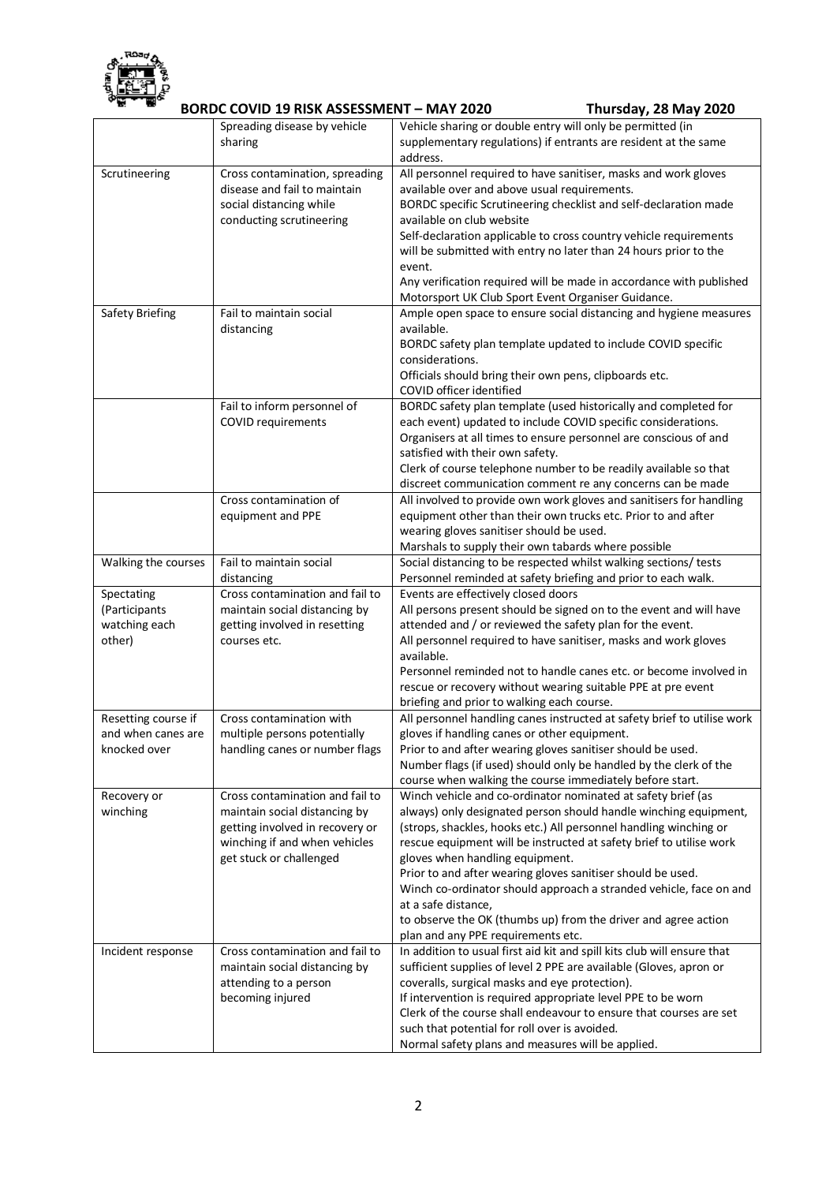| | | |
|---|---|---|
| | Spreading disease by vehicle sharing | Vehicle sharing or double entry will only be permitted (in supplementary regulations) if entrants are resident at the same address. |
| Scrutineering | Cross contamination, spreading disease and fail to maintain social distancing while conducting scrutineering | All personnel required to have sanitiser, masks and work gloves available over and above usual requirements.<br>BORDC specific Scrutineering checklist and self-declaration made available on club website<br>Self-declaration applicable to cross country vehicle requirements will be submitted with entry no later than 24 hours prior to the event.<br>Any verification required will be made in accordance with published Motorsport UK Club Sport Event Organiser Guidance. |
| Safety Briefing | Fail to maintain social distancing | Ample open space to ensure social distancing and hygiene measures available.<br>BORDC safety plan template updated to include COVID specific considerations.<br>Officials should bring their own pens, clipboards etc.<br>COVID officer identified |
| | Fail to inform personnel of COVID requirements | BORDC safety plan template (used historically and completed for each event) updated to include COVID specific considerations.<br>Organisers at all times to ensure personnel are conscious of and satisfied with their own safety.<br>Clerk of course telephone number to be readily available so that discreet communication comment re any concerns can be made |
| | Cross contamination of equipment and PPE | All involved to provide own work gloves and sanitisers for handling equipment other than their own trucks etc. Prior to and after wearing gloves sanitiser should be used.<br>Marshals to supply their own tabards where possible |
| Walking the courses | Fail to maintain social distancing | Social distancing to be respected whilst walking sections/ tests<br>Personnel reminded at safety briefing and prior to each walk. |
| Spectating (Participants watching each other) | Cross contamination and fail to maintain social distancing by getting involved in resetting courses etc. | Events are effectively closed doors<br>All persons present should be signed on to the event and will have attended and / or reviewed the safety plan for the event.<br>All personnel required to have sanitiser, masks and work gloves available.<br>Personnel reminded not to handle canes etc. or become involved in rescue or recovery without wearing suitable PPE at pre event briefing and prior to walking each course. |
| Resetting course if and when canes are knocked over | Cross contamination with multiple persons potentially handling canes or number flags | All personnel handling canes instructed at safety brief to utilise work gloves if handling canes or other equipment.<br>Prior to and after wearing gloves sanitiser should be used.<br>Number flags (if used) should only be handled by the clerk of the course when walking the course immediately before start. |
| Recovery or winching | Cross contamination and fail to maintain social distancing by getting involved in recovery or winching if and when vehicles get stuck or challenged | Winch vehicle and co-ordinator nominated at safety brief (as always) only designated person should handle winching equipment, (strops, shackles, hooks etc.) All personnel handling winching or rescue equipment will be instructed at safety brief to utilise work gloves when handling equipment.<br>Prior to and after wearing gloves sanitiser should be used.<br>Winch co-ordinator should approach a stranded vehicle, face on and at a safe distance,<br>to observe the OK (thumbs up) from the driver and agree action plan and any PPE requirements etc. |
| Incident response | Cross contamination and fail to maintain social distancing by attending to a person becoming injured | In addition to usual first aid kit and spill kits club will ensure that sufficient supplies of level 2 PPE are available (Gloves, apron or coveralls, surgical masks and eye protection).<br>If intervention is required appropriate level PPE to be worn<br>Clerk of the course shall endeavour to ensure that courses are set such that potential for roll over is avoided.<br>Normal safety plans and measures will be applied. |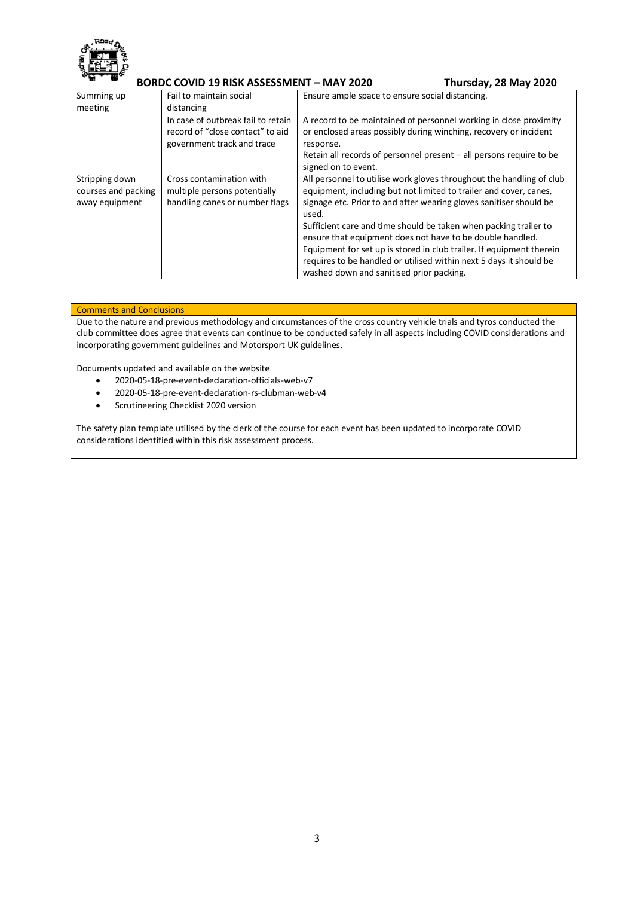| | | |
|---|---|---|
| Summing up meeting | Fail to maintain social distancing | Ensure ample space to ensure social distancing. |
| | In case of outbreak fail to retain record of "close contact" to aid government track and trace | A record to be maintained of personnel working in close proximity or enclosed areas possibly during winching, recovery or incident response.<br>Retain all records of personnel present – all persons require to be signed on to event. |
| Stripping down courses and packing away equipment | Cross contamination with multiple persons potentially handling canes or number flags | All personnel to utilise work gloves throughout the handling of club equipment, including but not limited to trailer and cover, canes, signage etc. Prior to and after wearing gloves sanitiser should be used.<br>Sufficient care and time should be taken when packing trailer to ensure that equipment does not have to be double handled.<br>Equipment for set up is stored in club trailer. If equipment therein requires to be handled or utilised within next 5 days it should be washed down and sanitised prior packing. |

**Comments and Conclusions**

Due to the nature and previous methodology and circumstances of the cross country vehicle trials and tyros conducted the club committee does agree that events can continue to be conducted safely in all aspects including COVID considerations and incorporating government guidelines and Motorsport UK guidelines.

Documents updated and available on the website

- 2020-05-18-pre-event-declaration-officials-web-v7
- 2020-05-18-pre-event-declaration-rs-clubman-web-v4
- Scrutineering Checklist 2020 version

The safety plan template utilised by the clerk of the course for each event has been updated to incorporate COVID considerations identified within this risk assessment process.